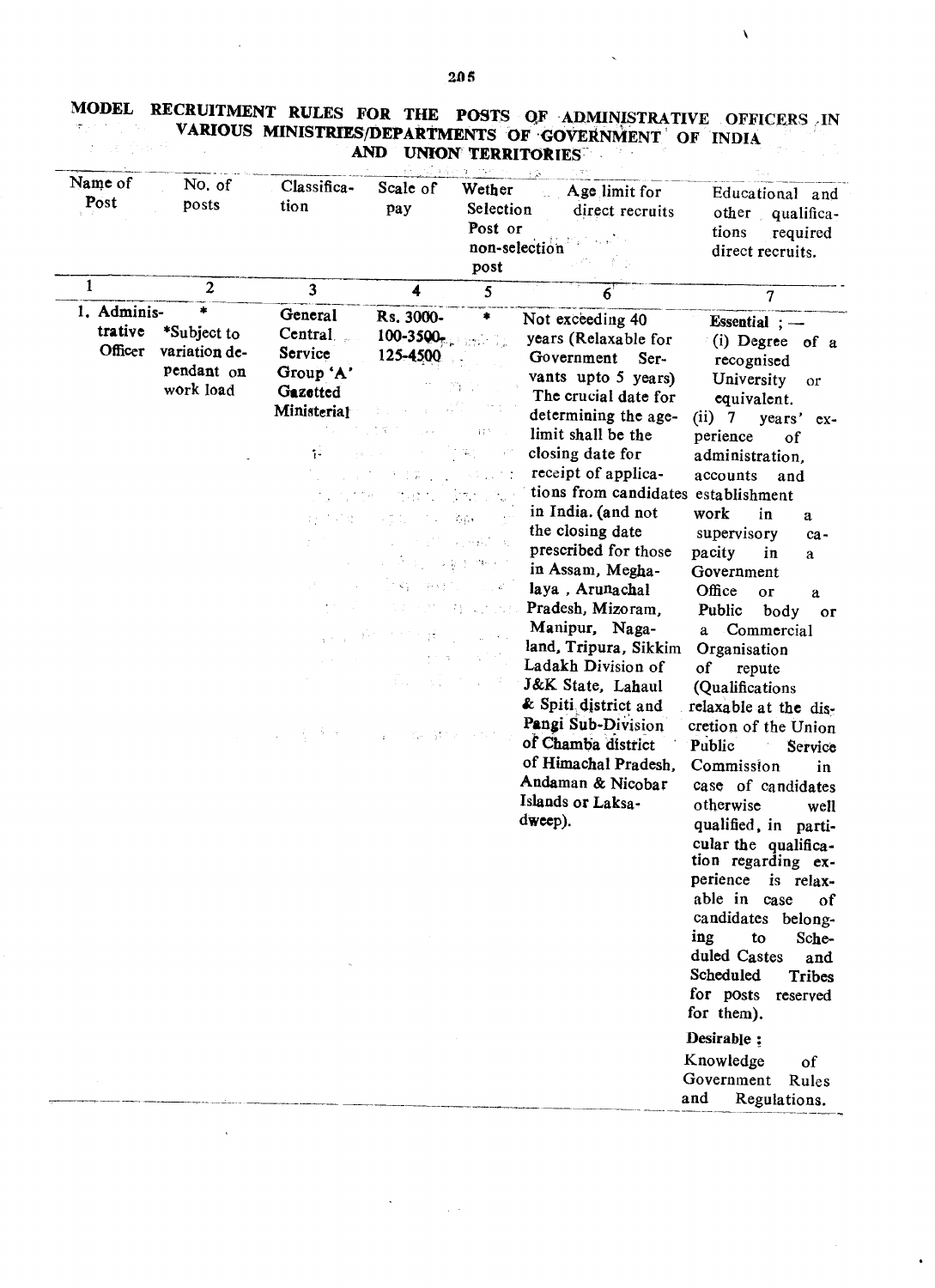# MODEL RECRUITMENT RULES FOR THE POSTS OF ADMINISTRATIVE OFFICERS IN VARIOUS MINISTRIES/DEPARTMENTS OF GOVERNMENT OF INDIA AND UNION TERRITORIES

| Name of Post | No. of posts | Classification | Scale of pay | Wether Selection Post or non-selection post | Age limit for direct recruits | Educational and other qualifications required direct recruits. |
|---|---|---|---|---|---|---|
| 1 | 2 | 3 | 4 | 5 | 6 | 7 |
| 1. Administrative Officer | * *Subject to variation dependant on work load | General Central Service Group 'A' Gazetted Ministerial | Rs. 3000-100-3500-125-4500 | * | Not exceeding 40 years (Relaxable for Government Servants upto 5 years) The crucial date for determining the age-limit shall be the closing date for receipt of applications from candidates in India. (and not the closing date prescribed for those in Assam, Meghalaya, Arunachal Pradesh, Mizoram, Manipur, Nagaland, Tripura, Sikkim Ladakh Division of J&K State, Lahaul & Spiti district and Pangi Sub-Division of Chamba district of Himachal Pradesh, Andaman & Nicobar Islands or Laksadweep). | **Essential ;—** (i) Degree of a recognised University or equivalent. (ii) 7 years' experience of administration, accounts and establishment work in a supervisory capacity in a Government Office or a Public body or a Commercial Organisation of repute (Qualifications relaxable at the discretion of the Union Public Service Commission in case of candidates otherwise well qualified, in particular the qualification regarding experience is relaxable in case of candidates belonging to Scheduled Castes and Scheduled Tribes for posts reserved for them). **Desirable ;** Knowledge of Government Rules and Regulations. |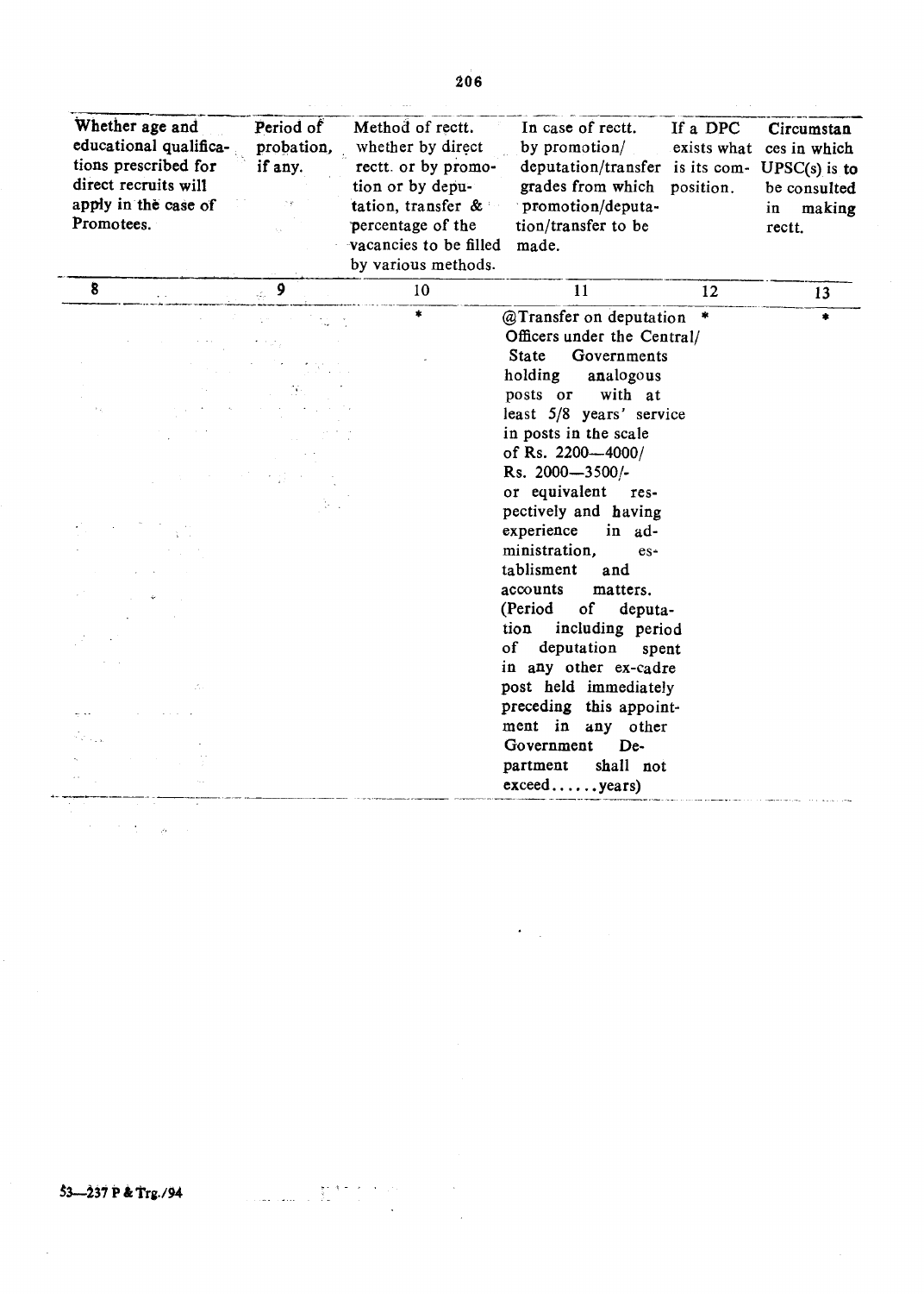| Whether age and educational qualifications prescribed for direct recruits will apply in the case of Promotees. | Period of probation, if any. | Method of rectt. whether by direct rectt. or by promotion or by deputation, transfer & percentage of the vacancies to be filled by various methods. | In case of rectt. by promotion/ deputation/transfer grades from which promotion/deputation/transfer to be made. | If a DPC exists what is its composition. | Circumstances in which UPSC(s) is to be consulted in making rectt. |
|---|---|---|---|---|---|
| 8 | 9 | 10 | 11 | 12 | 13 |
| | | * | @Transfer on deputation Officers under the Central/ State Governments holding analogous posts or with at least 5/8 years' service in posts in the scale of Rs. 2200—4000/ Rs. 2000—3500/- or equivalent respectively and having experience in administration, establisment and accounts matters. (Period of deputation including period of deputation spent in any other ex-cadre post held immediately preceding this appointment in any other Government Department shall not exceed......years) | * | * |

53—237 P & Trg./94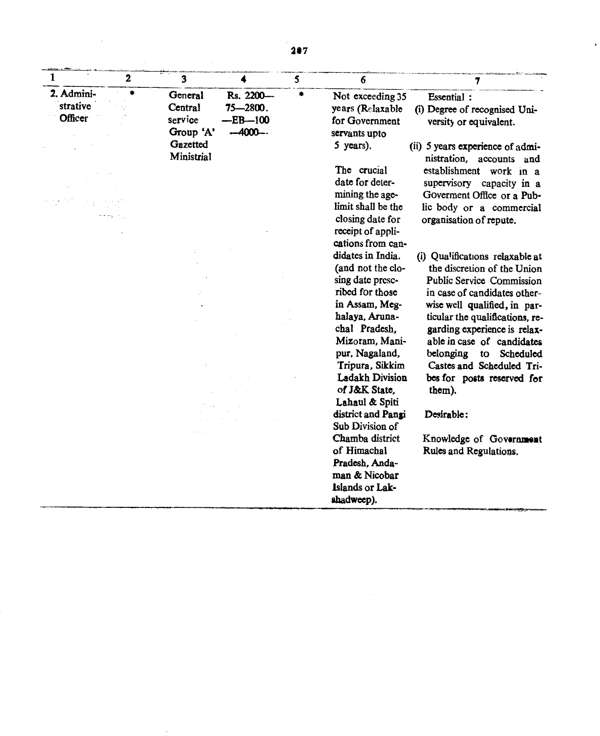| 1 | 2 | 3 | 4 | 5 | 6 | 7 |
|---|---|---|---|---|---|---|
| 2. Administrative Officer | * | General Central service Group 'A' Gazetted Ministrial | Rs. 2200—75—2800.—EB—100—4000—. | * | Not exceeding 35 years (Relaxable for Government servants upto 5 years). The crucial date for determining the age-limit shall be the closing date for receipt of applications from candidates in India. (and not the closing date prescribed for those in Assam, Meghalaya, Arunachal Pradesh, Mizoram, Manipur, Nagaland, Tripura, Sikkim Ladakh Division of J&K State, Lahaul & Spiti district and Pangi Sub Division of Chamba district of Himachal Pradesh, Andaman & Nicobar Islands or Lakshadweep). | Essential : (i) Degree of recognised University or equivalent. (ii) 5 years experience of administration, accounts and establishment work in a supervisory capacity in a Goverment Office or a Public body or a commercial organisation of repute. (i) Qualifications relaxable at the discretion of the Union Public Service Commission in case of candidates otherwise well qualified, in particular the qualifications, regarding experience is relaxable in case of candidates belonging to Scheduled Castes and Scheduled Tribes for posts reserved for them). Desirable: Knowledge of Government Rules and Regulations. |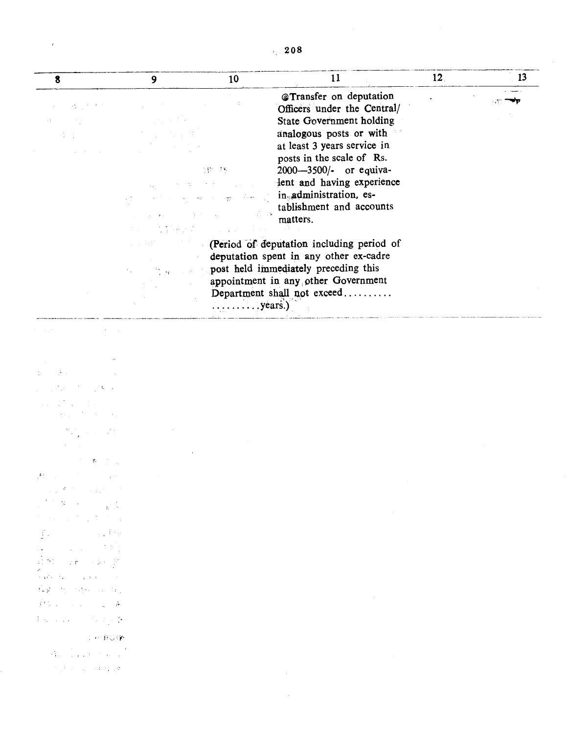| 8 | 9 | 10 | 11 | 12 | 13 |
|---|---|---|---|---|---|
| | | | @Transfer on deputation Officers under the Central/ State Government holding analogous posts or with at least 3 years service in posts in the scale of Rs. 2000—3500/- or equivalent and having experience in administration, establishment and accounts matters. | | |
| | | (Period of deputation including period of deputation spent in any other ex-cadre post held immediately preceding this appointment in any other Government Department shall not exceed.................... years.) | | | |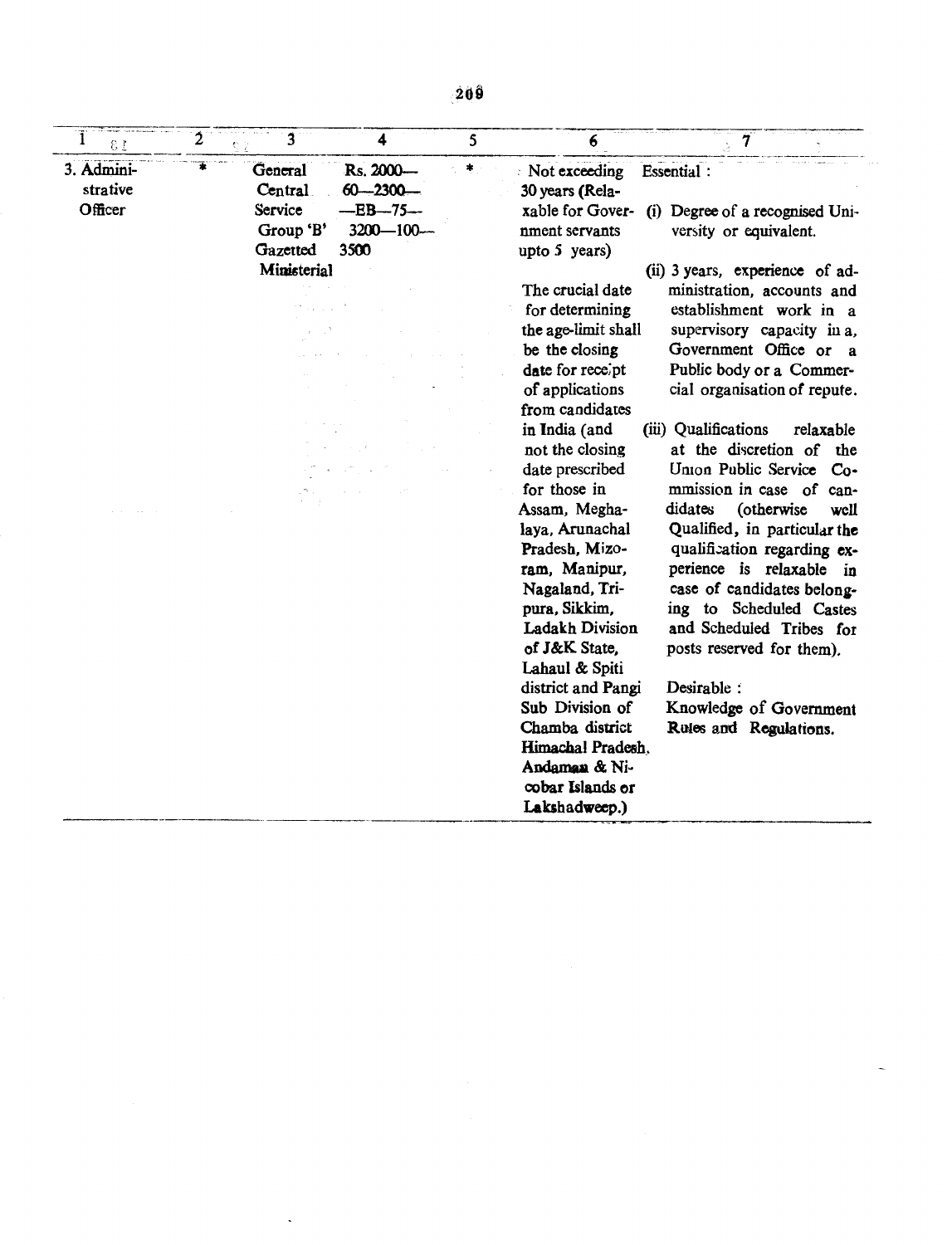| 1 | 2 | 3 | 4 | 5 | 6 | 7 |
|---|---|---|---|---|---|---|
| 3. Administrative Officer | * | General Central Service Group 'B' Gazetted Ministerial | Rs. 2000—60—2300—EB—75—3200—100—3500 | * | Not exceeding 30 years (Relaxable for Government servants upto 5 years)<br><br>The crucial date for determining the age-limit shall be the closing date for receipt of applications from candidates in India (and not the closing date prescribed for those in Assam, Meghalaya, Arunachal Pradesh, Mizoram, Manipur, Nagaland, Tripura, Sikkim, Ladakh Division of J&K State, Lahaul & Spiti district and Pangi Sub Division of Chamba district Himachal Pradesh, Andaman & Nicobar Islands or Lakshadweep.) | Essential :<br>(i) Degree of a recognised University or equivalent.<br>(ii) 3 years, experience of administration, accounts and establishment work in a supervisory capacity in a, Government Office or a Public body or a Commercial organisation of repute.<br>(iii) Qualifications relaxable at the discretion of the Union Public Service Commission in case of candidates (otherwise well Qualified, in particular the qualification regarding experience is relaxable in case of candidates belonging to Scheduled Castes and Scheduled Tribes for posts reserved for them).<br><br>Desirable :<br>Knowledge of Government Rules and Regulations. |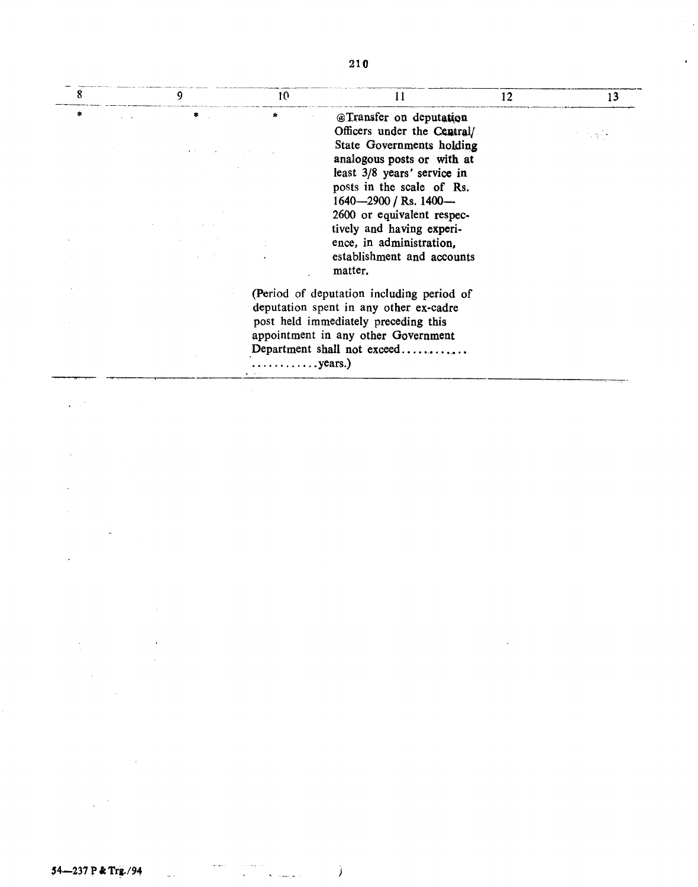| 8 | 9 | 10 | 11 | 12 | 13 |
|---|---|---|---|---|---|
| * | * | * | @Transfer on deputation Officers under the Central/ State Governments holding analogous posts or with at least 3/8 years' service in posts in the scale of Rs. 1640—2900 / Rs. 1400—2600 or equivalent respectively and having experience, in administration, establishment and accounts matter. | | |
| | | (Period of deputation including period of deputation spent in any other ex-cadre post held immediately preceding this appointment in any other Government Department shall not exceed........................years.) | | | |

54—237 P & Trg./94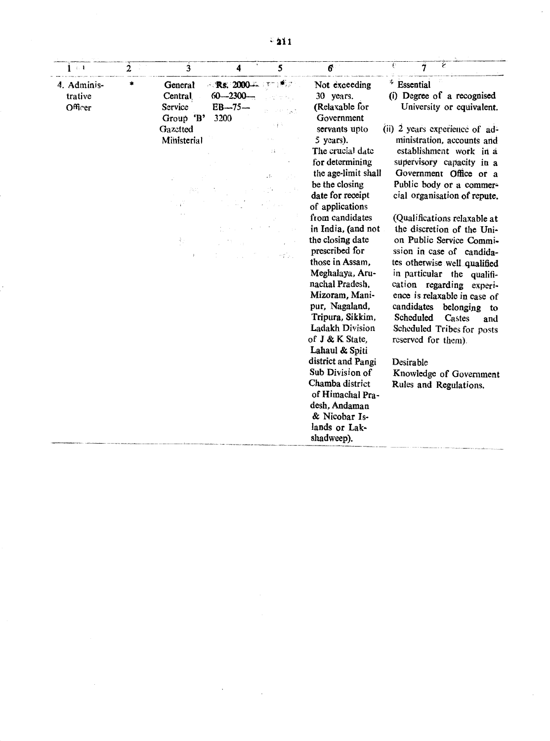| 1 | 2 | 3 | 4 | 5 | 6 | 7 |
|---|---|---|---|---|---|---|
| 4. Administrative Officer | * | General Central Service Group 'B' Gazetted Ministerial | Rs. 2000—60—2300—EB—75—3200 | | Not exceeding 30 years. (Relaxable for Government servants upto 5 years). The crucial date for determining the age-limit shall be the closing date for receipt of applications from candidates in India, (and not the closing date prescribed for those in Assam, Meghalaya, Arunachal Pradesh, Mizoram, Manipur, Nagaland, Tripura, Sikkim, Ladakh Division of J & K State, Lahaul & Spiti district and Pangi Sub Division of Chamba district of Himachal Pradesh, Andaman & Nicobar Islands or Lakshadweep). | Essential (i) Degree of a recognised University or equivalent. (ii) 2 years experience of administration, accounts and establishment work in a supervisory capacity in a Government Office or a Public body or a commercial organisation of repute. (Qualifications relaxable at the discretion of the Union Public Service Commission in case of candidates otherwise well qualified in particular the qualification regarding experience is relaxable in case of candidates belonging to Scheduled Castes and Scheduled Tribes for posts reserved for them). Desirable Knowledge of Government Rules and Regulations. |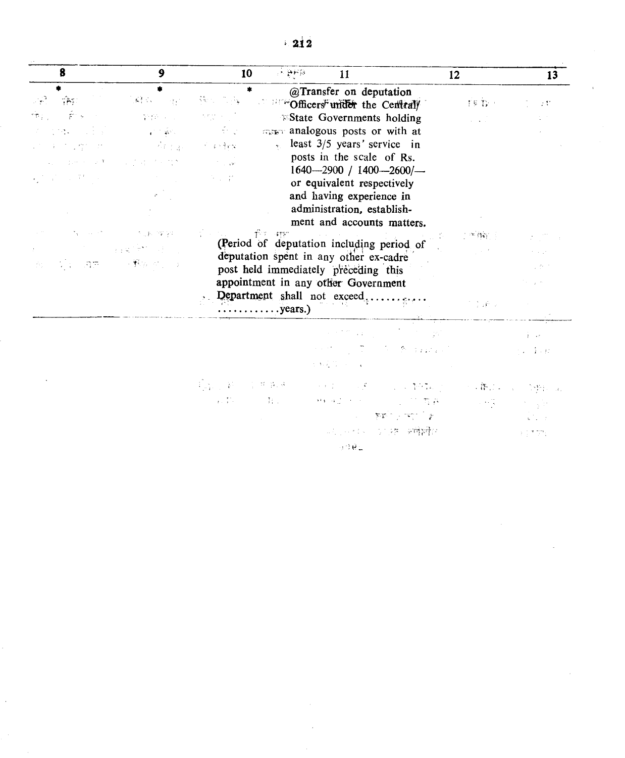| 8 | 9 | 10 | 11 | 12 | 13 |
|---|---|---|---|---|---|
| * | * | * | @Transfer on deputation Officers under the Central/ State Governments holding analogous posts or with at least 3/5 years' service in posts in the scale of Rs. 1640—2900 / 1400—2600/— or equivalent respectively and having experience in administration, establishment and accounts matters. | | |
| | | (Period of deputation including period of deputation spent in any other ex-cadre post held immediately preceding this appointment in any other Government Department shall not exceed.......................years.) | | | |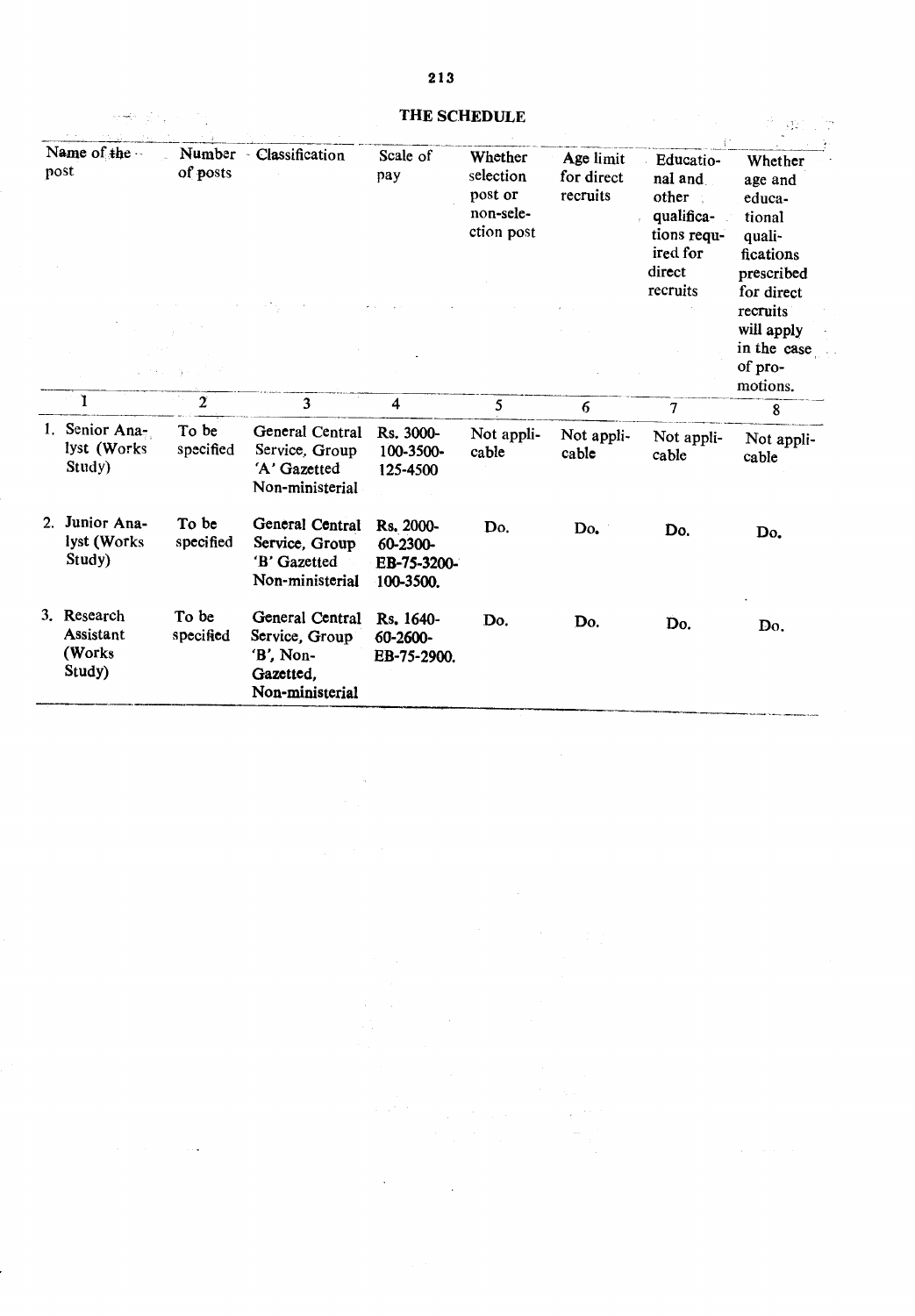# THE SCHEDULE

| Name of the post | Number of posts | Classification | Scale of pay | Whether selection post or non-selection post | Age limit for direct recruits | Educational and other qualifications required for direct recruits | Whether age and educational qualifications prescribed for direct recruits will apply in the case of promotions. |
|---|---|---|---|---|---|---|---|
| 1 | 2 | 3 | 4 | 5 | 6 | 7 | 8 |
| 1. Senior Analyst (Works Study) | To be specified | General Central Service, Group 'A' Gazetted Non-ministerial | Rs. 3000-100-3500-125-4500 | Not applicable | Not applicable | Not applicable | Not applicable |
| 2. Junior Analyst (Works Study) | To be specified | General Central Service, Group 'B' Gazetted Non-ministerial | Rs. 2000-60-2300-EB-75-3200-100-3500. | Do. | Do. | Do. | Do. |
| 3. Research Assistant (Works Study) | To be specified | General Central Service, Group 'B', Non-Gazetted, Non-ministerial | Rs. 1640-60-2600-EB-75-2900. | Do. | Do. | Do. | Do. |